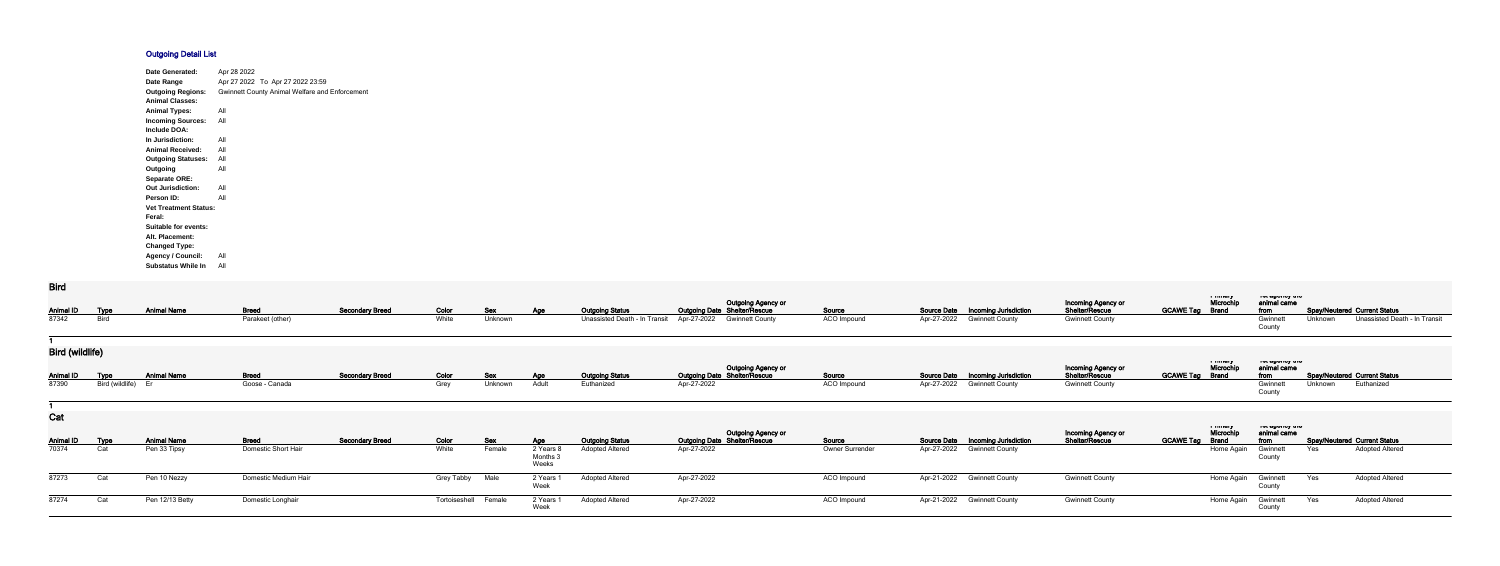# Outgoing Detail List

| | |
|---|---|
| **Date Generated:** | Apr 28 2022 |
| **Date Range** | Apr 27 2022 To Apr 27 2022 23:59 |
| **Outgoing Regions:** | Gwinnett County Animal Welfare and Enforcement |
| **Animal Classes:** | |
| **Animal Types:** | All |
| **Incoming Sources:** | All |
| **Include DOA:** | |
| **In Jurisdiction:** | All |
| **Animal Received:** | All |
| **Outgoing Statuses:** | All |
| **Outgoing** | All |
| **Separate ORE:** | |
| **Out Jurisdiction:** | All |
| **Person ID:** | All |
| **Vet Treatment Status:** | |
| **Feral:** | |
| **Suitable for events:** | |
| **Alt. Placement:** | |
| **Changed Type:** | |
| **Agency / Council:** | All |
| **Substatus While In** | All |

## Bird

| Animal ID | Type | Animal Name | Breed | Secondary Breed | Color | Sex | Age | Outgoing Status | Outgoing Date | Outgoing Agency or Shelter/Rescue | Source | Source Date | Incoming Jurisdiction | Incoming Agency or Shelter/Rescue | GCAWE Tag | Primary Microchip Brand | Vet agency the animal came from | Spay/Neutered | Current Status |
|---|---|---|---|---|---|---|---|---|---|---|---|---|---|---|---|---|---|---|---|
| 87342 | Bird | | Parakeet (other) | | White | Unknown | | Unassisted Death - In Transit | Apr-27-2022 | Gwinnett County | ACO Impound | Apr-27-2022 | Gwinnett County | Gwinnett County | | | Gwinnett County | Unknown | Unassisted Death - In Transit |

1

## Bird (wildlife)

| Animal ID | Type | Animal Name | Breed | Secondary Breed | Color | Sex | Age | Outgoing Status | Outgoing Date | Outgoing Agency or Shelter/Rescue | Source | Source Date | Incoming Jurisdiction | Incoming Agency or Shelter/Rescue | GCAWE Tag | Primary Microchip Brand | Vet agency the animal came from | Spay/Neutered | Current Status |
|---|---|---|---|---|---|---|---|---|---|---|---|---|---|---|---|---|---|---|---|
| 87390 | Bird (wildlife) | Er | Goose - Canada | | Grey | Unknown | Adult | Euthanized | Apr-27-2022 | | ACO Impound | Apr-27-2022 | Gwinnett County | Gwinnett County | | | Gwinnett County | Unknown | Euthanized |

1

## Cat

| Animal ID | Type | Animal Name | Breed | Secondary Breed | Color | Sex | Age | Outgoing Status | Outgoing Date | Outgoing Agency or Shelter/Rescue | Source | Source Date | Incoming Jurisdiction | Incoming Agency or Shelter/Rescue | GCAWE Tag | Primary Microchip Brand | Vet agency the animal came from | Spay/Neutered | Current Status |
|---|---|---|---|---|---|---|---|---|---|---|---|---|---|---|---|---|---|---|---|
| 70374 | Cat | Pen 33 Tipsy | Domestic Short Hair | | White | Female | 2 Years 8 Months 3 Weeks | Adopted Altered | Apr-27-2022 | | Owner Surrender | Apr-27-2022 | Gwinnett County | | | Home Again | Gwinnett County | Yes | Adopted Altered |
| 87273 | Cat | Pen 10 Nezzy | Domestic Medium Hair | | Grey Tabby | Male | 2 Years 1 Week | Adopted Altered | Apr-27-2022 | | ACO Impound | Apr-21-2022 | Gwinnett County | Gwinnett County | | Home Again | Gwinnett County | Yes | Adopted Altered |
| 87274 | Cat | Pen 12/13 Betty | Domestic Longhair | | Tortoiseshell | Female | 2 Years 1 Week | Adopted Altered | Apr-27-2022 | | ACO Impound | Apr-21-2022 | Gwinnett County | Gwinnett County | | Home Again | Gwinnett County | Yes | Adopted Altered |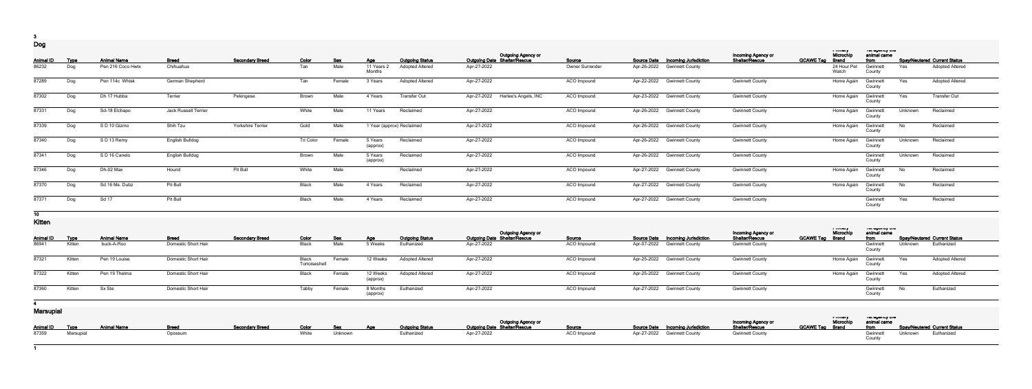3

## Dog

| Animal ID | Type | Animal Name | Breed | Secondary Breed | Color | Sex | Age | Outgoing Status | Outgoing Date | Outgoing Agency or Shelter/Rescue | Source | Source Date | Incoming Jurisdiction | Incoming Agency or Shelter/Rescue | GCAWE Tag | Primary Microchip Brand | Vet agency the animal came from | Spay/Neutered | Current Status |
|---|---|---|---|---|---|---|---|---|---|---|---|---|---|---|---|---|---|---|---|
| 86232 | Dog | Pen 216 Coco Hwtx | Chihuahua | | Tan | Male | 11 Years 2 Months | Adopted Altered | Apr-27-2022 | | Owner Surrender | Apr-26-2022 | Gwinnett County | | | 24 Hour Pet Watch | Gwinnett County | Yes | Adopted Altered |
| 87289 | Dog | Pen 114c Whisk | German Shepherd | | Tan | Female | 3 Years | Adopted Altered | Apr-27-2022 | | ACO Impound | Apr-22-2022 | Gwinnett County | Gwinnett County | | Home Again | Gwinnett County | Yes | Adopted Altered |
| 87302 | Dog | Dh 17 Hubba | Terrier | Pekingese | Brown | Male | 4 Years | Transfer Out | Apr-27-2022 | Harlee's Angels, INC | ACO Impound | Apr-23-2022 | Gwinnett County | Gwinnett County | | Home Again | Gwinnett County | Yes | Transfer Out |
| 87331 | Dog | Sd-18 Elchapo | Jack Russell Terrier | | White | Male | 11 Years | Reclaimed | Apr-27-2022 | | ACO Impound | Apr-26-2022 | Gwinnett County | Gwinnett County | | Home Again | Gwinnett County | Unknown | Reclaimed |
| 87339 | Dog | S D 10 Gizmo | Shih Tzu | Yorkshire Terrier | Gold | Male | 1 Year (approx) | Reclaimed | Apr-27-2022 | | ACO Impound | Apr-26-2022 | Gwinnett County | Gwinnett County | | Home Again | Gwinnett County | No | Reclaimed |
| 87340 | Dog | S D 13 Remy | English Bulldog | | Tri Color | Female | 5 Years (approx) | Reclaimed | Apr-27-2022 | | ACO Impound | Apr-26-2022 | Gwinnett County | Gwinnett County | | Home Again | Gwinnett County | Unknown | Reclaimed |
| 87341 | Dog | S D 16 Canelo | English Bulldog | | Brown | Male | 5 Years (approx) | Reclaimed | Apr-27-2022 | | ACO Impound | Apr-26-2022 | Gwinnett County | Gwinnett County | | | Gwinnett County | Unknown | Reclaimed |
| 87346 | Dog | Dh-02 Max | Hound | Pit Bull | White | Male | | Reclaimed | Apr-27-2022 | | ACO Impound | Apr-27-2022 | Gwinnett County | Gwinnett County | | Home Again | Gwinnett County | No | Reclaimed |
| 87370 | Dog | Sd 16 Ms. Dubz | Pit Bull | | Black | Male | 4 Years | Reclaimed | Apr-27-2022 | | ACO Impound | Apr-27-2022 | Gwinnett County | Gwinnett County | | Home Again | Gwinnett County | No | Reclaimed |
| 87371 | Dog | Sd 17 | Pit Bull | | Black | Male | 4 Years | Reclaimed | Apr-27-2022 | | ACO Impound | Apr-27-2022 | Gwinnett County | Gwinnett County | | | Gwinnett County | Yes | Reclaimed |

10

## Kitten

| Animal ID | Type | Animal Name | Breed | Secondary Breed | Color | Sex | Age | Outgoing Status | Outgoing Date | Outgoing Agency or Shelter/Rescue | Source | Source Date | Incoming Jurisdiction | Incoming Agency or Shelter/Rescue | GCAWE Tag | Primary Microchip Brand | Vet agency the animal came from | Spay/Neutered | Current Status |
|---|---|---|---|---|---|---|---|---|---|---|---|---|---|---|---|---|---|---|---|
| 86941 | Kitten | buck-A-Roo | Domestic Short Hair | | Black | Male | 5 Weeks | Euthanized | Apr-27-2022 | | ACO Impound | Apr-07-2022 | Gwinnett County | Gwinnett County | | | Gwinnett County | Unknown | Euthanized |
| 87321 | Kitten | Pen 19 Louise | Domestic Short Hair | | Black Tortoiseshell | Female | 12 Weeks | Adopted Altered | Apr-27-2022 | | ACO Impound | Apr-25-2022 | Gwinnett County | Gwinnett County | | Home Again | Gwinnett County | Yes | Adopted Altered |
| 87322 | Kitten | Pen 19 Thelma | Domestic Short Hair | | Black | Female | 12 Weeks (approx) | Adopted Altered | Apr-27-2022 | | ACO Impound | Apr-25-2022 | Gwinnett County | Gwinnett County | | Home Again | Gwinnett County | Yes | Adopted Altered |
| 87360 | Kitten | Sx Ste | Domestic Short Hair | | Tabby | Female | 8 Months (approx) | Euthanized | Apr-27-2022 | | ACO Impound | Apr-27-2022 | Gwinnett County | Gwinnett County | | | Gwinnett County | No | Euthanized |

4

## Marsupial

| Animal ID | Type | Animal Name | Breed | Secondary Breed | Color | Sex | Age | Outgoing Status | Outgoing Date | Outgoing Agency or Shelter/Rescue | Source | Source Date | Incoming Jurisdiction | Incoming Agency or Shelter/Rescue | GCAWE Tag | Primary Microchip Brand | Vet agency the animal came from | Spay/Neutered | Current Status |
|---|---|---|---|---|---|---|---|---|---|---|---|---|---|---|---|---|---|---|---|
| 87359 | Marsupial | | Opossum | | White | Unknown | | Euthanized | Apr-27-2022 | | ACO Impound | Apr-27-2022 | Gwinnett County | Gwinnett County | | | Gwinnett County | Unknown | Euthanized |

1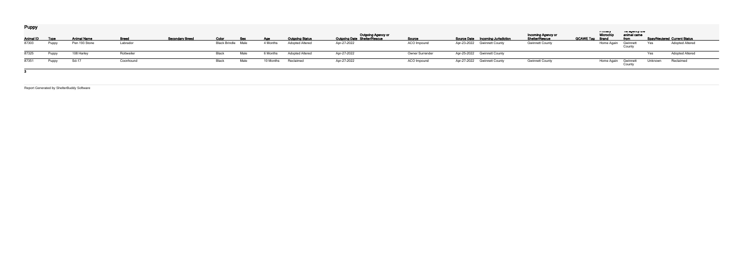## Puppy

| Animal ID | Type | Animal Name | Breed | Secondary Breed | Color | Sex | Age | Outgoing Status | Outgoing Date | Outgoing Agency or Shelter/Rescue | Source | Source Date | Incoming Jurisdiction | Incoming Agency or Shelter/Rescue | GCAWE Tag | Primary Microchip Brand | 1st agency the animal came from | Spay/Neutered | Current Status |
|---|---|---|---|---|---|---|---|---|---|---|---|---|---|---|---|---|---|---|---|
| 87303 | Puppy | Pen 193 Stone | Labrador | | Black Brindle | Male | 4 Months | Adopted Altered | Apr-27-2022 | | ACO Impound | Apr-23-2022 | Gwinnett County | Gwinnett County | | Home Again | Gwinnett County | Yes | Adopted Altered |
| 87325 | Puppy | 108 Harley | Rottweiler | | Black | Male | 6 Months | Adopted Altered | Apr-27-2022 | | Owner Surrender | Apr-25-2022 | Gwinnett County | | | | | Yes | Adopted Altered |
| 87351 | Puppy | Sd-17 | Coonhound | | Black | Male | 10 Months | Reclaimed | Apr-27-2022 | | ACO Impound | Apr-27-2022 | Gwinnett County | Gwinnett County | | Home Again | Gwinnett County | Unknown | Reclaimed |

**3**

Report Generated by ShelterBuddy Software